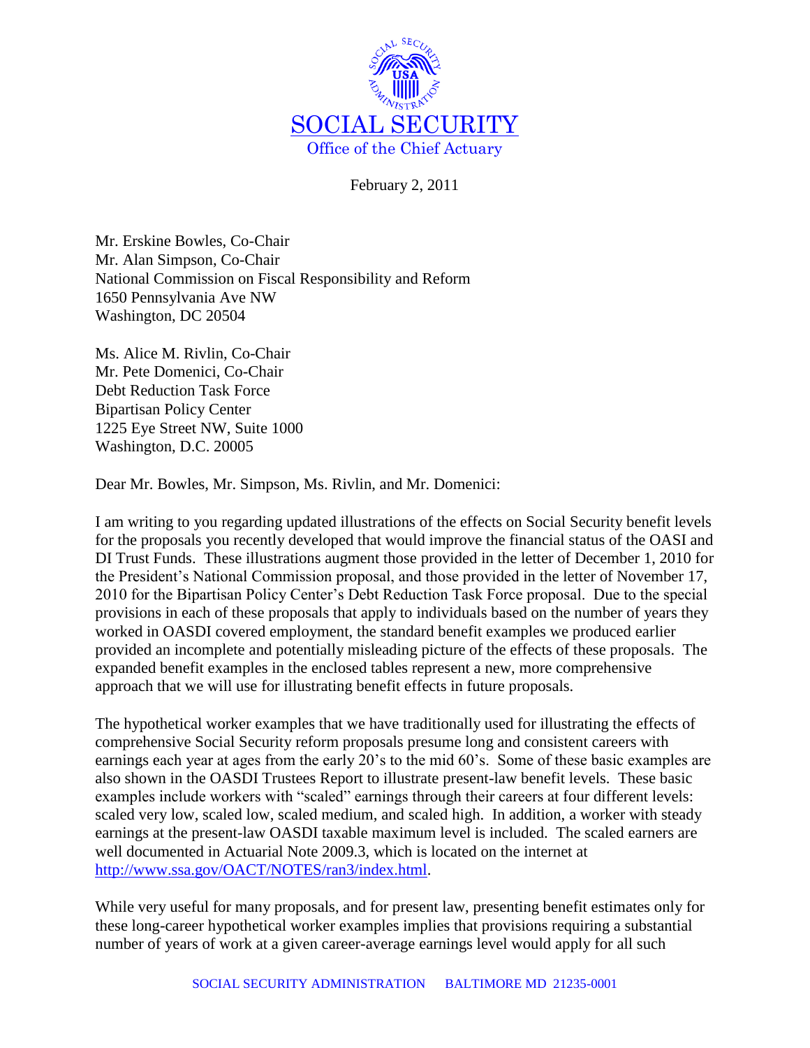SOCIAL SECURITY

Office of the Chief Actuary

February 2, 2011

Mr. Erskine Bowles, Co-Chair
Mr. Alan Simpson, Co-Chair
National Commission on Fiscal Responsibility and Reform
1650 Pennsylvania Ave NW
Washington, DC 20504

Ms. Alice M. Rivlin, Co-Chair
Mr. Pete Domenici, Co-Chair
Debt Reduction Task Force
Bipartisan Policy Center
1225 Eye Street NW, Suite 1000
Washington, D.C. 20005

Dear Mr. Bowles, Mr. Simpson, Ms. Rivlin, and Mr. Domenici:

I am writing to you regarding updated illustrations of the effects on Social Security benefit levels for the proposals you recently developed that would improve the financial status of the OASI and DI Trust Funds. These illustrations augment those provided in the letter of December 1, 2010 for the President's National Commission proposal, and those provided in the letter of November 17, 2010 for the Bipartisan Policy Center's Debt Reduction Task Force proposal. Due to the special provisions in each of these proposals that apply to individuals based on the number of years they worked in OASDI covered employment, the standard benefit examples we produced earlier provided an incomplete and potentially misleading picture of the effects of these proposals. The expanded benefit examples in the enclosed tables represent a new, more comprehensive approach that we will use for illustrating benefit effects in future proposals.

The hypothetical worker examples that we have traditionally used for illustrating the effects of comprehensive Social Security reform proposals presume long and consistent careers with earnings each year at ages from the early 20's to the mid 60's. Some of these basic examples are also shown in the OASDI Trustees Report to illustrate present-law benefit levels. These basic examples include workers with "scaled" earnings through their careers at four different levels: scaled very low, scaled low, scaled medium, and scaled high. In addition, a worker with steady earnings at the present-law OASDI taxable maximum level is included. The scaled earners are well documented in Actuarial Note 2009.3, which is located on the internet at http://www.ssa.gov/OACT/NOTES/ran3/index.html.

While very useful for many proposals, and for present law, presenting benefit estimates only for these long-career hypothetical worker examples implies that provisions requiring a substantial number of years of work at a given career-average earnings level would apply for all such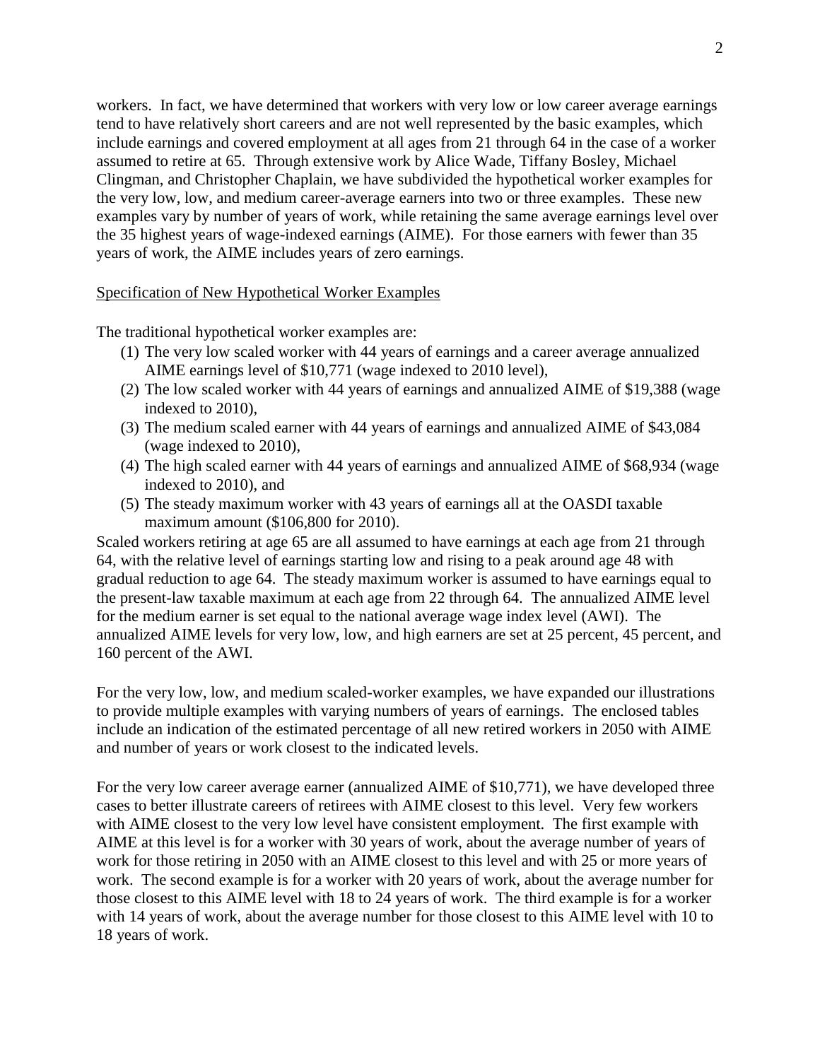workers. In fact, we have determined that workers with very low or low career average earnings tend to have relatively short careers and are not well represented by the basic examples, which include earnings and covered employment at all ages from 21 through 64 in the case of a worker assumed to retire at 65. Through extensive work by Alice Wade, Tiffany Bosley, Michael Clingman, and Christopher Chaplain, we have subdivided the hypothetical worker examples for the very low, low, and medium career-average earners into two or three examples. These new examples vary by number of years of work, while retaining the same average earnings level over the 35 highest years of wage-indexed earnings (AIME). For those earners with fewer than 35 years of work, the AIME includes years of zero earnings.

<u>Specification of New Hypothetical Worker Examples</u>

The traditional hypothetical worker examples are:

1. The very low scaled worker with 44 years of earnings and a career average annualized AIME earnings level of $10,771 (wage indexed to 2010 level),
2. The low scaled worker with 44 years of earnings and annualized AIME of $19,388 (wage indexed to 2010),
3. The medium scaled earner with 44 years of earnings and annualized AIME of $43,084 (wage indexed to 2010),
4. The high scaled earner with 44 years of earnings and annualized AIME of $68,934 (wage indexed to 2010), and
5. The steady maximum worker with 43 years of earnings all at the OASDI taxable maximum amount ($106,800 for 2010).

Scaled workers retiring at age 65 are all assumed to have earnings at each age from 21 through 64, with the relative level of earnings starting low and rising to a peak around age 48 with gradual reduction to age 64. The steady maximum worker is assumed to have earnings equal to the present-law taxable maximum at each age from 22 through 64. The annualized AIME level for the medium earner is set equal to the national average wage index level (AWI). The annualized AIME levels for very low, low, and high earners are set at 25 percent, 45 percent, and 160 percent of the AWI.

For the very low, low, and medium scaled-worker examples, we have expanded our illustrations to provide multiple examples with varying numbers of years of earnings. The enclosed tables include an indication of the estimated percentage of all new retired workers in 2050 with AIME and number of years or work closest to the indicated levels.

For the very low career average earner (annualized AIME of $10,771), we have developed three cases to better illustrate careers of retirees with AIME closest to this level. Very few workers with AIME closest to the very low level have consistent employment. The first example with AIME at this level is for a worker with 30 years of work, about the average number of years of work for those retiring in 2050 with an AIME closest to this level and with 25 or more years of work. The second example is for a worker with 20 years of work, about the average number for those closest to this AIME level with 18 to 24 years of work. The third example is for a worker with 14 years of work, about the average number for those closest to this AIME level with 10 to 18 years of work.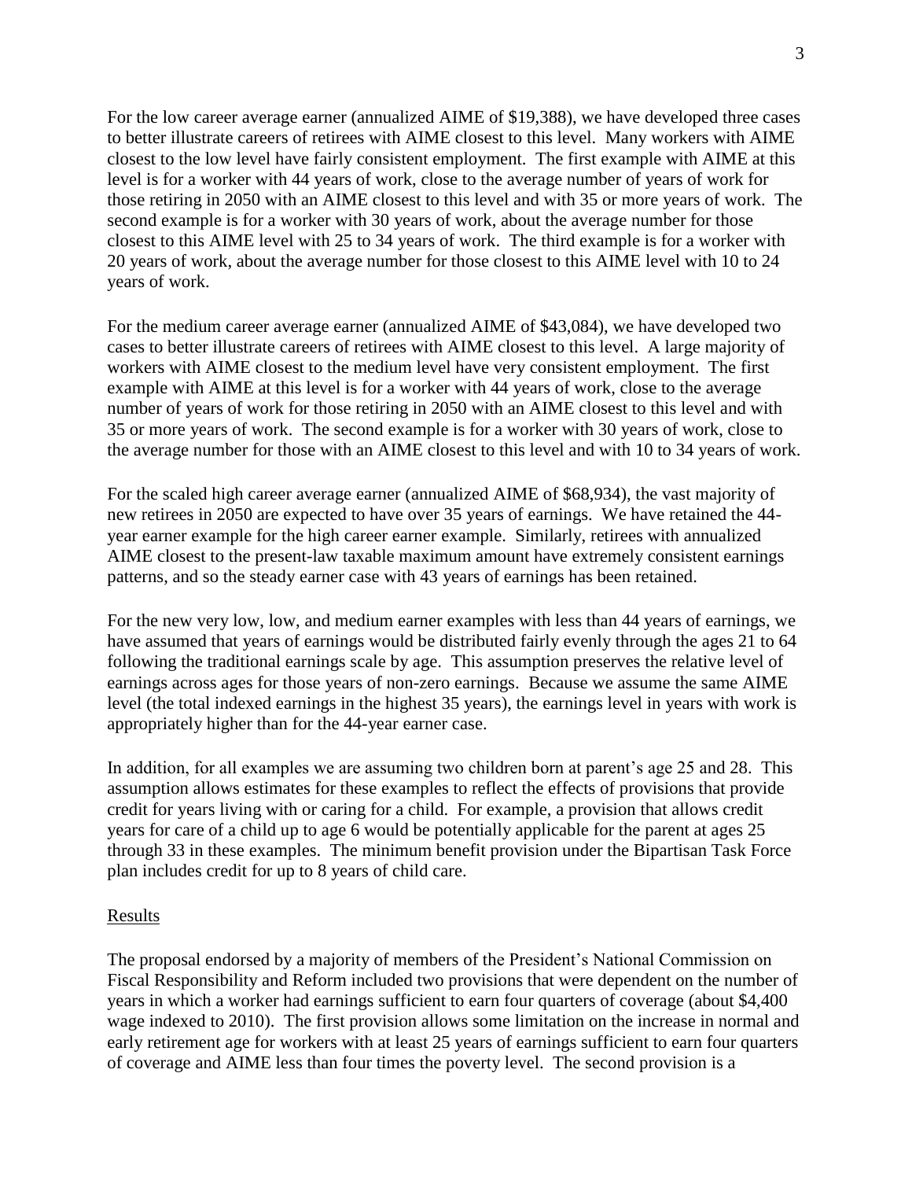For the low career average earner (annualized AIME of $19,388), we have developed three cases to better illustrate careers of retirees with AIME closest to this level. Many workers with AIME closest to the low level have fairly consistent employment. The first example with AIME at this level is for a worker with 44 years of work, close to the average number of years of work for those retiring in 2050 with an AIME closest to this level and with 35 or more years of work. The second example is for a worker with 30 years of work, about the average number for those closest to this AIME level with 25 to 34 years of work. The third example is for a worker with 20 years of work, about the average number for those closest to this AIME level with 10 to 24 years of work.

For the medium career average earner (annualized AIME of $43,084), we have developed two cases to better illustrate careers of retirees with AIME closest to this level. A large majority of workers with AIME closest to the medium level have very consistent employment. The first example with AIME at this level is for a worker with 44 years of work, close to the average number of years of work for those retiring in 2050 with an AIME closest to this level and with 35 or more years of work. The second example is for a worker with 30 years of work, close to the average number for those with an AIME closest to this level and with 10 to 34 years of work.

For the scaled high career average earner (annualized AIME of $68,934), the vast majority of new retirees in 2050 are expected to have over 35 years of earnings. We have retained the 44-year earner example for the high career earner example. Similarly, retirees with annualized AIME closest to the present-law taxable maximum amount have extremely consistent earnings patterns, and so the steady earner case with 43 years of earnings has been retained.

For the new very low, low, and medium earner examples with less than 44 years of earnings, we have assumed that years of earnings would be distributed fairly evenly through the ages 21 to 64 following the traditional earnings scale by age. This assumption preserves the relative level of earnings across ages for those years of non-zero earnings. Because we assume the same AIME level (the total indexed earnings in the highest 35 years), the earnings level in years with work is appropriately higher than for the 44-year earner case.

In addition, for all examples we are assuming two children born at parent's age 25 and 28. This assumption allows estimates for these examples to reflect the effects of provisions that provide credit for years living with or caring for a child. For example, a provision that allows credit years for care of a child up to age 6 would be potentially applicable for the parent at ages 25 through 33 in these examples. The minimum benefit provision under the Bipartisan Task Force plan includes credit for up to 8 years of child care.

## Results

The proposal endorsed by a majority of members of the President's National Commission on Fiscal Responsibility and Reform included two provisions that were dependent on the number of years in which a worker had earnings sufficient to earn four quarters of coverage (about $4,400 wage indexed to 2010). The first provision allows some limitation on the increase in normal and early retirement age for workers with at least 25 years of earnings sufficient to earn four quarters of coverage and AIME less than four times the poverty level. The second provision is a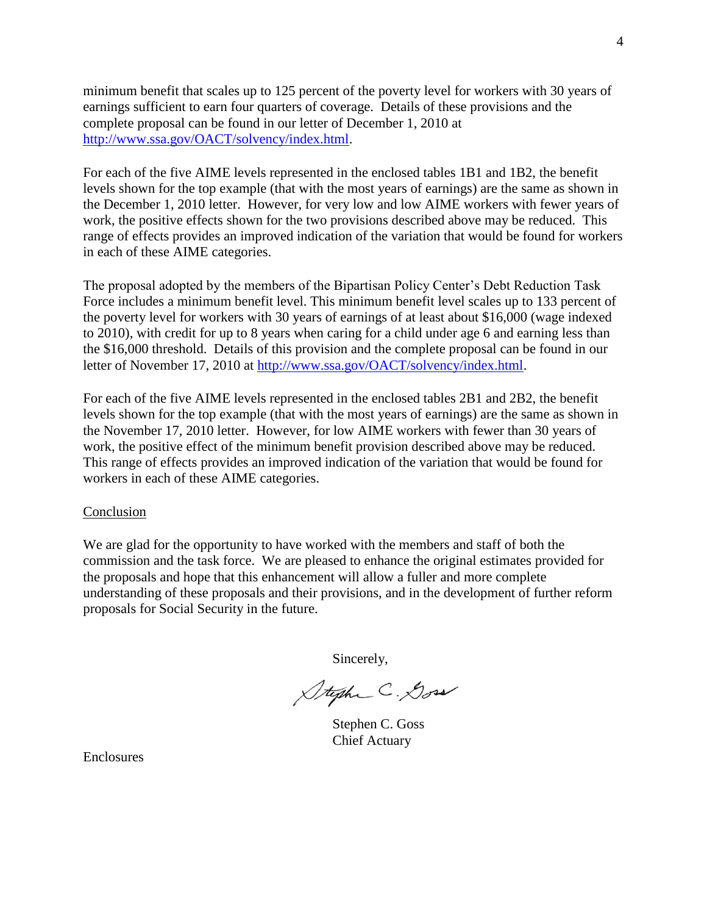minimum benefit that scales up to 125 percent of the poverty level for workers with 30 years of earnings sufficient to earn four quarters of coverage. Details of these provisions and the complete proposal can be found in our letter of December 1, 2010 at http://www.ssa.gov/OACT/solvency/index.html.

For each of the five AIME levels represented in the enclosed tables 1B1 and 1B2, the benefit levels shown for the top example (that with the most years of earnings) are the same as shown in the December 1, 2010 letter. However, for very low and low AIME workers with fewer years of work, the positive effects shown for the two provisions described above may be reduced. This range of effects provides an improved indication of the variation that would be found for workers in each of these AIME categories.

The proposal adopted by the members of the Bipartisan Policy Center's Debt Reduction Task Force includes a minimum benefit level. This minimum benefit level scales up to 133 percent of the poverty level for workers with 30 years of earnings of at least about $16,000 (wage indexed to 2010), with credit for up to 8 years when caring for a child under age 6 and earning less than the $16,000 threshold. Details of this provision and the complete proposal can be found in our letter of November 17, 2010 at http://www.ssa.gov/OACT/solvency/index.html.

For each of the five AIME levels represented in the enclosed tables 2B1 and 2B2, the benefit levels shown for the top example (that with the most years of earnings) are the same as shown in the November 17, 2010 letter. However, for low AIME workers with fewer than 30 years of work, the positive effect of the minimum benefit provision described above may be reduced. This range of effects provides an improved indication of the variation that would be found for workers in each of these AIME categories.

## Conclusion

We are glad for the opportunity to have worked with the members and staff of both the commission and the task force. We are pleased to enhance the original estimates provided for the proposals and hope that this enhancement will allow a fuller and more complete understanding of these proposals and their provisions, and in the development of further reform proposals for Social Security in the future.

Sincerely,

Stephen C. Goss

Stephen C. Goss
Chief Actuary

Enclosures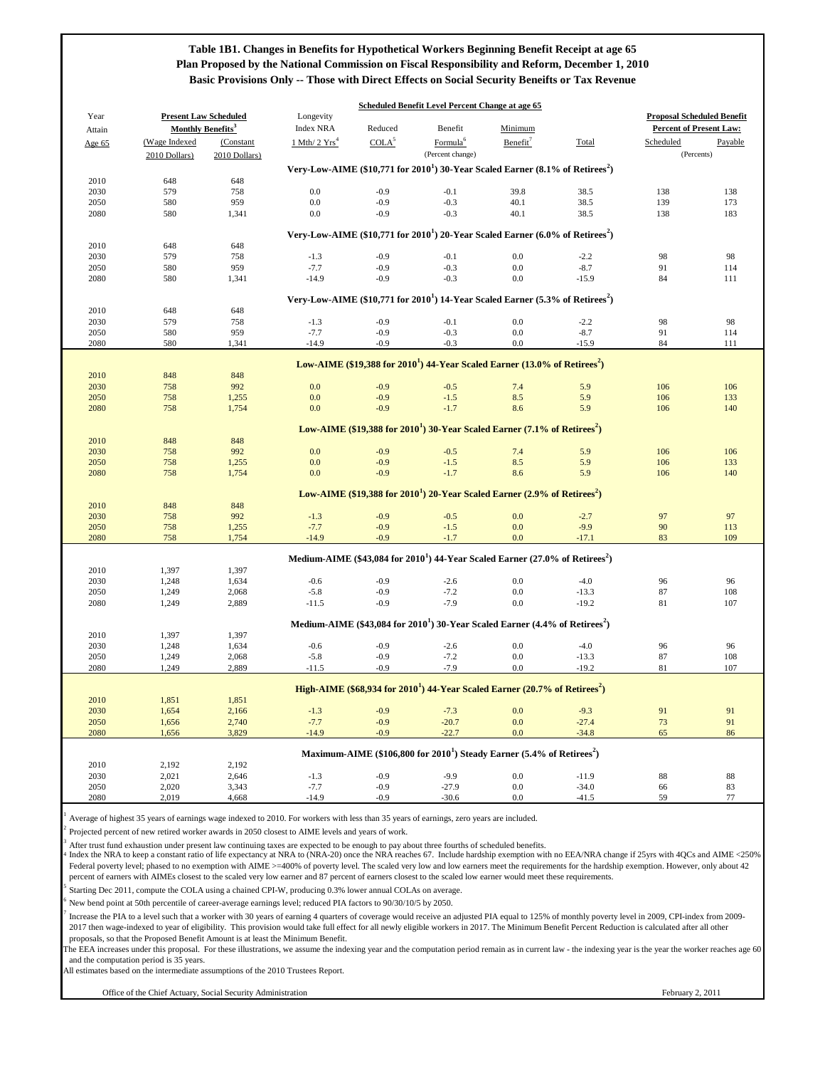## Table 1B1. Changes in Benefits for Hypothetical Workers Beginning Benefit Receipt at age 65
## Plan Proposed by the National Commission on Fiscal Responsibility and Reform, December 1, 2010
## Basic Provisions Only -- Those with Direct Effects on Social Security Beneits or Tax Revenue

| Year Attain Age 65 | Present Law Scheduled Monthly Benefits[3] (Wage Indexed 2010 Dollars) | (Constant 2010 Dollars) | Longevity Index NRA 1 Mth/ 2 Yrs[4] | Reduced COLA[5] | Benefit Formula[6] | Minimum Benefit[7] | Total | Proposal Scheduled Benefit Percent of Present Law: Scheduled | Payable |
|---|---|---|---|---|---|---|---|---|---|
| | | | Scheduled Benefit Level Percent Change at age 65 (Percent change) | | | | | (Percents) | |
| **Very-Low-AIME ($10,771 for 2010[1]) 30-Year Scaled Earner (8.1% of Retirees[2])** | | | | | | | | | |
| 2010 | 648 | 648 | | | | | | | |
| 2030 | 579 | 758 | 0.0 | -0.9 | -0.1 | 39.8 | 38.5 | 138 | 138 |
| 2050 | 580 | 959 | 0.0 | -0.9 | -0.3 | 40.1 | 38.5 | 139 | 173 |
| 2080 | 580 | 1,341 | 0.0 | -0.9 | -0.3 | 40.1 | 38.5 | 138 | 183 |
| **Very-Low-AIME ($10,771 for 2010[1]) 20-Year Scaled Earner (6.0% of Retirees[2])** | | | | | | | | | |
| 2010 | 648 | 648 | | | | | | | |
| 2030 | 579 | 758 | -1.3 | -0.9 | -0.1 | 0.0 | -2.2 | 98 | 98 |
| 2050 | 580 | 959 | -7.7 | -0.9 | -0.3 | 0.0 | -8.7 | 91 | 114 |
| 2080 | 580 | 1,341 | -14.9 | -0.9 | -0.3 | 0.0 | -15.9 | 84 | 111 |
| **Very-Low-AIME ($10,771 for 2010[1]) 14-Year Scaled Earner (5.3% of Retirees[2])** | | | | | | | | | |
| 2010 | 648 | 648 | | | | | | | |
| 2030 | 579 | 758 | -1.3 | -0.9 | -0.1 | 0.0 | -2.2 | 98 | 98 |
| 2050 | 580 | 959 | -7.7 | -0.9 | -0.3 | 0.0 | -8.7 | 91 | 114 |
| 2080 | 580 | 1,341 | -14.9 | -0.9 | -0.3 | 0.0 | -15.9 | 84 | 111 |
| **Low-AIME ($19,388 for 2010[1]) 44-Year Scaled Earner (13.0% of Retirees[2])** | | | | | | | | | |
| 2010 | 848 | 848 | | | | | | | |
| 2030 | 758 | 992 | 0.0 | -0.9 | -0.5 | 7.4 | 5.9 | 106 | 106 |
| 2050 | 758 | 1,255 | 0.0 | -0.9 | -1.5 | 8.5 | 5.9 | 106 | 133 |
| 2080 | 758 | 1,754 | 0.0 | -0.9 | -1.7 | 8.6 | 5.9 | 106 | 140 |
| **Low-AIME ($19,388 for 2010[1]) 30-Year Scaled Earner (7.1% of Retirees[2])** | | | | | | | | | |
| 2010 | 848 | 848 | | | | | | | |
| 2030 | 758 | 992 | 0.0 | -0.9 | -0.5 | 7.4 | 5.9 | 106 | 106 |
| 2050 | 758 | 1,255 | 0.0 | -0.9 | -1.5 | 8.5 | 5.9 | 106 | 133 |
| 2080 | 758 | 1,754 | 0.0 | -0.9 | -1.7 | 8.6 | 5.9 | 106 | 140 |
| **Low-AIME ($19,388 for 2010[1]) 20-Year Scaled Earner (2.9% of Retirees[2])** | | | | | | | | | |
| 2010 | 848 | 848 | | | | | | | |
| 2030 | 758 | 992 | -1.3 | -0.9 | -0.5 | 0.0 | -2.7 | 97 | 97 |
| 2050 | 758 | 1,255 | -7.7 | -0.9 | -1.5 | 0.0 | -9.9 | 90 | 113 |
| 2080 | 758 | 1,754 | -14.9 | -0.9 | -1.7 | 0.0 | -17.1 | 83 | 109 |
| **Medium-AIME ($43,084 for 2010[1]) 44-Year Scaled Earner (27.0% of Retirees[2])** | | | | | | | | | |
| 2010 | 1,397 | 1,397 | | | | | | | |
| 2030 | 1,248 | 1,634 | -0.6 | -0.9 | -2.6 | 0.0 | -4.0 | 96 | 96 |
| 2050 | 1,249 | 2,068 | -5.8 | -0.9 | -7.2 | 0.0 | -13.3 | 87 | 108 |
| 2080 | 1,249 | 2,889 | -11.5 | -0.9 | -7.9 | 0.0 | -19.2 | 81 | 107 |
| **Medium-AIME ($43,084 for 2010[1]) 30-Year Scaled Earner (4.4% of Retirees[2])** | | | | | | | | | |
| 2010 | 1,397 | 1,397 | | | | | | | |
| 2030 | 1,248 | 1,634 | -0.6 | -0.9 | -2.6 | 0.0 | -4.0 | 96 | 96 |
| 2050 | 1,249 | 2,068 | -5.8 | -0.9 | -7.2 | 0.0 | -13.3 | 87 | 108 |
| 2080 | 1,249 | 2,889 | -11.5 | -0.9 | -7.9 | 0.0 | -19.2 | 81 | 107 |
| **High-AIME ($68,934 for 2010[1]) 44-Year Scaled Earner (20.7% of Retirees[2])** | | | | | | | | | |
| 2010 | 1,851 | 1,851 | | | | | | | |
| 2030 | 1,654 | 2,166 | -1.3 | -0.9 | -7.3 | 0.0 | -9.3 | 91 | 91 |
| 2050 | 1,656 | 2,740 | -7.7 | -0.9 | -20.7 | 0.0 | -27.4 | 73 | 91 |
| 2080 | 1,656 | 3,829 | -14.9 | -0.9 | -22.7 | 0.0 | -34.8 | 65 | 86 |
| **Maximum-AIME ($106,800 for 2010[1]) Steady Earner (5.4% of Retirees[2])** | | | | | | | | | |
| 2010 | 2,192 | 2,192 | | | | | | | |
| 2030 | 2,021 | 2,646 | -1.3 | -0.9 | -9.9 | 0.0 | -11.9 | 88 | 88 |
| 2050 | 2,020 | 3,343 | -7.7 | -0.9 | -27.9 | 0.0 | -34.0 | 66 | 83 |
| 2080 | 2,019 | 4,668 | -14.9 | -0.9 | -30.6 | 0.0 | -41.5 | 59 | 77 |

[1] Average of highest 35 years of earnings wage indexed to 2010. For workers with less than 35 years of earnings, zero years are included.

[2] Projected percent of new retired worker awards in 2050 closest to AIME levels and years of work.

[3] After trust fund exhaustion under present law combining taxes are expected to be enough to pay about three fourths of scheduled benefits.

[4] Index the NRA to keep a constant ratio of life expectancy at NRA to (NRA-20) once the NRA reaches 67. Include hardship exemption with no EEA/NRA change if 25yrs with 4QCs and AIME <250% Federal poverty level; phased to no exemption with AIME >=400% of poverty level. The scaled very low and low earners meet the requirements for the hardship exemption. However, only about 42 percent of earners with AIMEs closest to the scaled very low earner and 87 percent of earners closest to the scaled low earner would meet these requirements.

[5] Starting Dec 2011, compute the COLA using a chained CPI-W, producing 0.3% lower annual COLAs on average.

[6] New bend point at 50th percentile of career-average earnings level; reduced PIA factors to 90/30/10/5 by 2050.

[7] Increase the PIA to a level such that a worker with 30 years of earning 4 quarters of coverage would receive an adjusted PIA equal to 125% of monthly poverty level in 2009, CPI-index from 2009-2017 then wage-indexed to year of eligibility. This provision would take full effect for all newly eligible workers in 2017. The Minimum Benefit Percent Reduction is calculated after all other proposals, so that the Proposed Benefit Amount is at least the Minimum Benefit.

The EEA increases under this proposal. For these illustrations, we assume the indexing year and the computation period remain as in current law - the indexing year is the year the worker reaches age 60 and the computation period is 35 years.

All estimates based on the intermediate assumptions of the 2010 Trustees Report.

Office of the Chief Actuary, Social Security Administration — February 2, 2011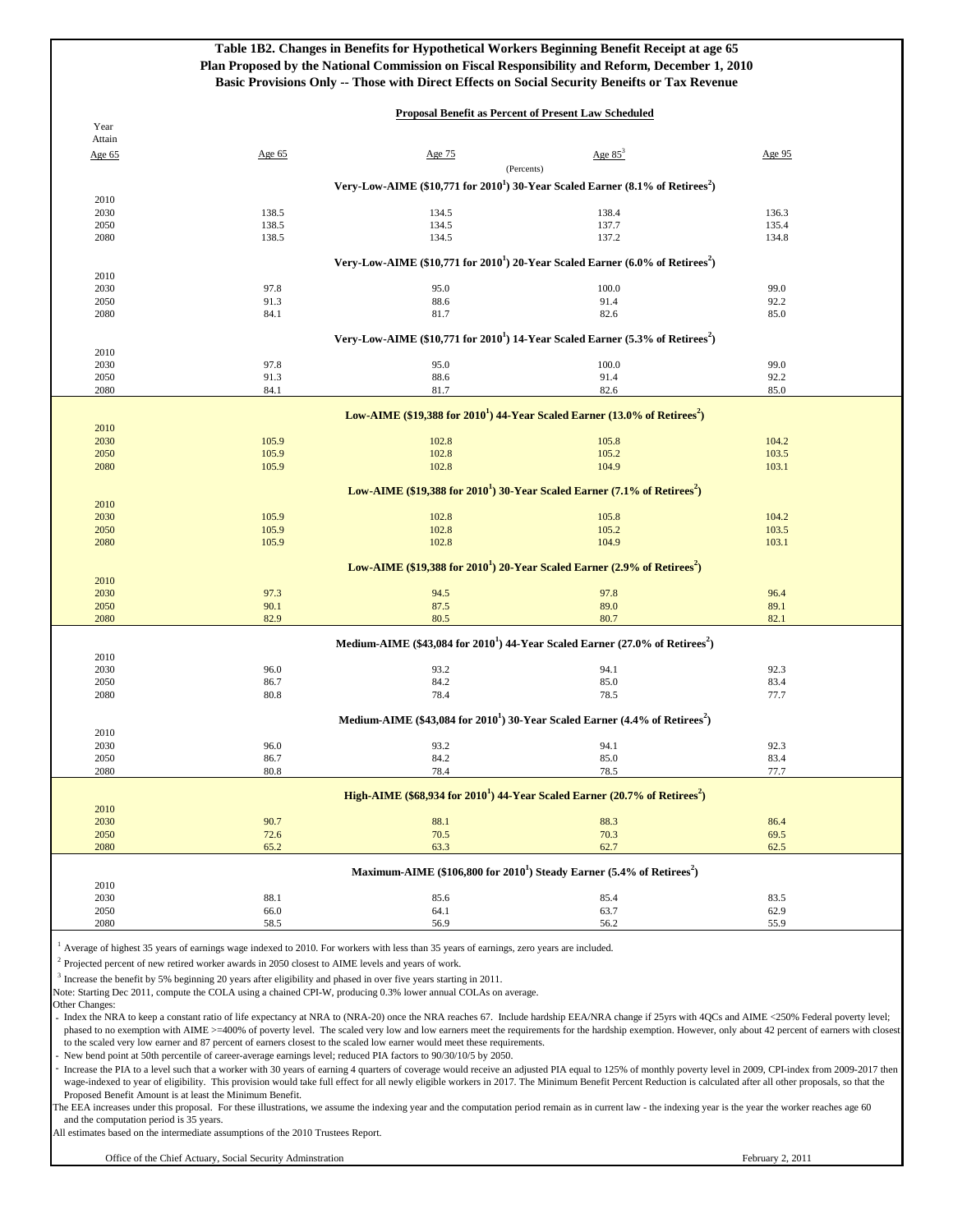# Table 1B2. Changes in Benefits for Hypothetical Workers Beginning Benefit Receipt at age 65
## Plan Proposed by the National Commission on Fiscal Responsibility and Reform, December 1, 2010
## Basic Provisions Only -- Those with Direct Effects on Social Security Beneifts or Tax Revenue

| Year Attain Age 65 | Proposal Benefit as Percent of Present Law Scheduled | | | |
|---|---|---|---|---|
| | Age 65 | Age 75 | Age 85[3] | Age 95 |
| | (Percents) | | | |
| **Very-Low-AIME ($10,771 for 2010[1]) 30-Year Scaled Earner (8.1% of Retirees[2])** | | | | |
| 2010 | | | | |
| 2030 | 138.5 | 134.5 | 138.4 | 136.3 |
| 2050 | 138.5 | 134.5 | 137.7 | 135.4 |
| 2080 | 138.5 | 134.5 | 137.2 | 134.8 |
| **Very-Low-AIME ($10,771 for 2010[1]) 20-Year Scaled Earner (6.0% of Retirees[2])** | | | | |
| 2010 | | | | |
| 2030 | 97.8 | 95.0 | 100.0 | 99.0 |
| 2050 | 91.3 | 88.6 | 91.4 | 92.2 |
| 2080 | 84.1 | 81.7 | 82.6 | 85.0 |
| **Very-Low-AIME ($10,771 for 2010[1]) 14-Year Scaled Earner (5.3% of Retirees[2])** | | | | |
| 2010 | | | | |
| 2030 | 97.8 | 95.0 | 100.0 | 99.0 |
| 2050 | 91.3 | 88.6 | 91.4 | 92.2 |
| 2080 | 84.1 | 81.7 | 82.6 | 85.0 |
| **Low-AIME ($19,388 for 2010[1]) 44-Year Scaled Earner (13.0% of Retirees[2])** | | | | |
| 2010 | | | | |
| 2030 | 105.9 | 102.8 | 105.8 | 104.2 |
| 2050 | 105.9 | 102.8 | 105.2 | 103.5 |
| 2080 | 105.9 | 102.8 | 104.9 | 103.1 |
| **Low-AIME ($19,388 for 2010[1]) 30-Year Scaled Earner (7.1% of Retirees[2])** | | | | |
| 2010 | | | | |
| 2030 | 105.9 | 102.8 | 105.8 | 104.2 |
| 2050 | 105.9 | 102.8 | 105.2 | 103.5 |
| 2080 | 105.9 | 102.8 | 104.9 | 103.1 |
| **Low-AIME ($19,388 for 2010[1]) 20-Year Scaled Earner (2.9% of Retirees[2])** | | | | |
| 2010 | | | | |
| 2030 | 97.3 | 94.5 | 97.8 | 96.4 |
| 2050 | 90.1 | 87.5 | 89.0 | 89.1 |
| 2080 | 82.9 | 80.5 | 80.7 | 82.1 |
| **Medium-AIME ($43,084 for 2010[1]) 44-Year Scaled Earner (27.0% of Retirees[2])** | | | | |
| 2010 | | | | |
| 2030 | 96.0 | 93.2 | 94.1 | 92.3 |
| 2050 | 86.7 | 84.2 | 85.0 | 83.4 |
| 2080 | 80.8 | 78.4 | 78.5 | 77.7 |
| **Medium-AIME ($43,084 for 2010[1]) 30-Year Scaled Earner (4.4% of Retirees[2])** | | | | |
| 2010 | | | | |
| 2030 | 96.0 | 93.2 | 94.1 | 92.3 |
| 2050 | 86.7 | 84.2 | 85.0 | 83.4 |
| 2080 | 80.8 | 78.4 | 78.5 | 77.7 |
| **High-AIME ($68,934 for 2010[1]) 44-Year Scaled Earner (20.7% of Retirees[2])** | | | | |
| 2010 | | | | |
| 2030 | 90.7 | 88.1 | 88.3 | 86.4 |
| 2050 | 72.6 | 70.5 | 70.3 | 69.5 |
| 2080 | 65.2 | 63.3 | 62.7 | 62.5 |
| **Maximum-AIME ($106,800 for 2010[1]) Steady Earner (5.4% of Retirees[2])** | | | | |
| 2010 | | | | |
| 2030 | 88.1 | 85.6 | 85.4 | 83.5 |
| 2050 | 66.0 | 64.1 | 63.7 | 62.9 |
| 2080 | 58.5 | 56.9 | 56.2 | 55.9 |

[1] Average of highest 35 years of earnings wage indexed to 2010. For workers with less than 35 years of earnings, zero years are included.

[2] Projected percent of new retired worker awards in 2050 closest to AIME levels and years of work.

[3] Increase the benefit by 5% beginning 20 years after eligibility and phased in over five years starting in 2011.

Note: Starting Dec 2011, compute the COLA using a chained CPI-W, producing 0.3% lower annual COLAs on average.

Other Changes:

- Index the NRA to keep a constant ratio of life expectancy at NRA to (NRA-20) once the NRA reaches 67. Include hardship EEA/NRA change if 25yrs with 4QCs and AIME <250% Federal poverty level; phased to no exemption with AIME >=400% of poverty level. The scaled very low and low earners meet the requirements for the hardship exemption. However, only about 42 percent of earners with closest to the scaled very low earner and 87 percent of earners closest to the scaled low earner would meet these requirements.
- New bend point at 50th percentile of career-average earnings level; reduced PIA factors to 90/30/10/5 by 2050.
- Increase the PIA to a level such that a worker with 30 years of earning 4 quarters of coverage would receive an adjusted PIA equal to 125% of monthly poverty level in 2009, CPI-index from 2009-2017 then wage-indexed to year of eligibility. This provision would take full effect for all newly eligible workers in 2017. The Minimum Benefit Percent Reduction is calculated after all other proposals, so that the Proposed Benefit Amount is at least the Minimum Benefit.

The EEA increases under this proposal. For these illustrations, we assume the indexing year and the computation period remain as in current law - the indexing year is the year the worker reaches age 60 and the computation period is 35 years.

All estimates based on the intermediate assumptions of the 2010 Trustees Report.

Office of the Chief Actuary, Social Security Adminstration — February 2, 2011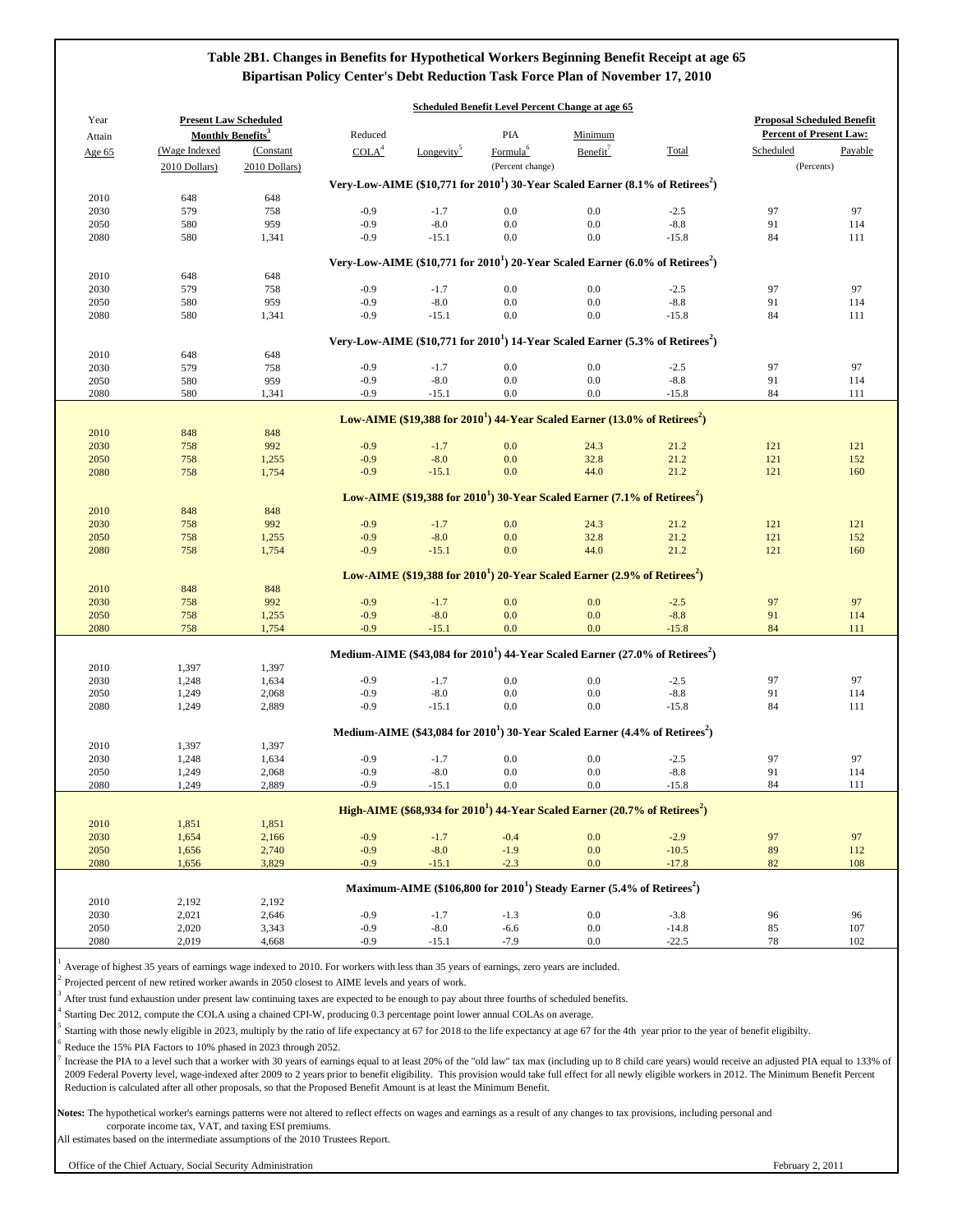## Table 2B1. Changes in Benefits for Hypothetical Workers Beginning Benefit Receipt at age 65
## Bipartisan Policy Center's Debt Reduction Task Force Plan of November 17, 2010

| Year Attain Age 65 | Present Law Scheduled Monthly Benefits[3] (Wage Indexed 2010 Dollars) | Present Law Scheduled Monthly Benefits[3] (Constant 2010 Dollars) | Reduced COLA[4] | Longevity[5] | PIA Formula[6] | Minimum Benefit[7] | Total | Proposal Scheduled Benefit Percent of Present Law: Scheduled | Proposal Scheduled Benefit Percent of Present Law: Payable |
|---|---|---|---|---|---|---|---|---|---|
| | | | Scheduled Benefit Level Percent Change at age 65 (Percent change) | | | | | (Percents) | |
| **Very-Low-AIME ($10,771 for 2010[1]) 30-Year Scaled Earner (8.1% of Retirees[2])** | | | | | | | | | |
| 2010 | 648 | 648 | | | | | | | |
| 2030 | 579 | 758 | -0.9 | -1.7 | 0.0 | 0.0 | -2.5 | 97 | 97 |
| 2050 | 580 | 959 | -0.9 | -8.0 | 0.0 | 0.0 | -8.8 | 91 | 114 |
| 2080 | 580 | 1,341 | -0.9 | -15.1 | 0.0 | 0.0 | -15.8 | 84 | 111 |
| **Very-Low-AIME ($10,771 for 2010[1]) 20-Year Scaled Earner (6.0% of Retirees[2])** | | | | | | | | | |
| 2010 | 648 | 648 | | | | | | | |
| 2030 | 579 | 758 | -0.9 | -1.7 | 0.0 | 0.0 | -2.5 | 97 | 97 |
| 2050 | 580 | 959 | -0.9 | -8.0 | 0.0 | 0.0 | -8.8 | 91 | 114 |
| 2080 | 580 | 1,341 | -0.9 | -15.1 | 0.0 | 0.0 | -15.8 | 84 | 111 |
| **Very-Low-AIME ($10,771 for 2010[1]) 14-Year Scaled Earner (5.3% of Retirees[2])** | | | | | | | | | |
| 2010 | 648 | 648 | | | | | | | |
| 2030 | 579 | 758 | -0.9 | -1.7 | 0.0 | 0.0 | -2.5 | 97 | 97 |
| 2050 | 580 | 959 | -0.9 | -8.0 | 0.0 | 0.0 | -8.8 | 91 | 114 |
| 2080 | 580 | 1,341 | -0.9 | -15.1 | 0.0 | 0.0 | -15.8 | 84 | 111 |
| **Low-AIME ($19,388 for 2010[1]) 44-Year Scaled Earner (13.0% of Retirees[2])** | | | | | | | | | |
| 2010 | 848 | 848 | | | | | | | |
| 2030 | 758 | 992 | -0.9 | -1.7 | 0.0 | 24.3 | 21.2 | 121 | 121 |
| 2050 | 758 | 1,255 | -0.9 | -8.0 | 0.0 | 32.8 | 21.2 | 121 | 152 |
| 2080 | 758 | 1,754 | -0.9 | -15.1 | 0.0 | 44.0 | 21.2 | 121 | 160 |
| **Low-AIME ($19,388 for 2010[1]) 30-Year Scaled Earner (7.1% of Retirees[2])** | | | | | | | | | |
| 2010 | 848 | 848 | | | | | | | |
| 2030 | 758 | 992 | -0.9 | -1.7 | 0.0 | 24.3 | 21.2 | 121 | 121 |
| 2050 | 758 | 1,255 | -0.9 | -8.0 | 0.0 | 32.8 | 21.2 | 121 | 152 |
| 2080 | 758 | 1,754 | -0.9 | -15.1 | 0.0 | 44.0 | 21.2 | 121 | 160 |
| **Low-AIME ($19,388 for 2010[1]) 20-Year Scaled Earner (2.9% of Retirees[2])** | | | | | | | | | |
| 2010 | 848 | 848 | | | | | | | |
| 2030 | 758 | 992 | -0.9 | -1.7 | 0.0 | 0.0 | -2.5 | 97 | 97 |
| 2050 | 758 | 1,255 | -0.9 | -8.0 | 0.0 | 0.0 | -8.8 | 91 | 114 |
| 2080 | 758 | 1,754 | -0.9 | -15.1 | 0.0 | 0.0 | -15.8 | 84 | 111 |
| **Medium-AIME ($43,084 for 2010[1]) 44-Year Scaled Earner (27.0% of Retirees[2])** | | | | | | | | | |
| 2010 | 1,397 | 1,397 | | | | | | | |
| 2030 | 1,248 | 1,634 | -0.9 | -1.7 | 0.0 | 0.0 | -2.5 | 97 | 97 |
| 2050 | 1,249 | 2,068 | -0.9 | -8.0 | 0.0 | 0.0 | -8.8 | 91 | 114 |
| 2080 | 1,249 | 2,889 | -0.9 | -15.1 | 0.0 | 0.0 | -15.8 | 84 | 111 |
| **Medium-AIME ($43,084 for 2010[1]) 30-Year Scaled Earner (4.4% of Retirees[2])** | | | | | | | | | |
| 2010 | 1,397 | 1,397 | | | | | | | |
| 2030 | 1,248 | 1,634 | -0.9 | -1.7 | 0.0 | 0.0 | -2.5 | 97 | 97 |
| 2050 | 1,249 | 2,068 | -0.9 | -8.0 | 0.0 | 0.0 | -8.8 | 91 | 114 |
| 2080 | 1,249 | 2,889 | -0.9 | -15.1 | 0.0 | 0.0 | -15.8 | 84 | 111 |
| **High-AIME ($68,934 for 2010[1]) 44-Year Scaled Earner (20.7% of Retirees[2])** | | | | | | | | | |
| 2010 | 1,851 | 1,851 | | | | | | | |
| 2030 | 1,654 | 2,166 | -0.9 | -1.7 | -0.4 | 0.0 | -2.9 | 97 | 97 |
| 2050 | 1,656 | 2,740 | -0.9 | -8.0 | -1.9 | 0.0 | -10.5 | 89 | 112 |
| 2080 | 1,656 | 3,829 | -0.9 | -15.1 | -2.3 | 0.0 | -17.8 | 82 | 108 |
| **Maximum-AIME ($106,800 for 2010[1]) Steady Earner (5.4% of Retirees[2])** | | | | | | | | | |
| 2010 | 2,192 | 2,192 | | | | | | | |
| 2030 | 2,021 | 2,646 | -0.9 | -1.7 | -1.3 | 0.0 | -3.8 | 96 | 96 |
| 2050 | 2,020 | 3,343 | -0.9 | -8.0 | -6.6 | 0.0 | -14.8 | 85 | 107 |
| 2080 | 2,019 | 4,668 | -0.9 | -15.1 | -7.9 | 0.0 | -22.5 | 78 | 102 |

[1] Average of highest 35 years of earnings wage indexed to 2010. For workers with less than 35 years of earnings, zero years are included.

[2] Projected percent of new retired worker awards in 2050 closest to AIME levels and years of work.

[3] After trust fund exhaustion under present law continuing taxes are expected to be enough to pay about three fourths of scheduled benefits.

[4] Starting Dec 2012, compute the COLA using a chained CPI-W, producing 0.3 percentage point lower annual COLAs on average.

[5] Starting with those newly eligible in 2023, multiply by the ratio of life expectancy at 67 for 2018 to the life expectancy at age 67 for the 4th year prior to the year of benefit eligibilty.

[6] Reduce the 15% PIA Factors to 10% phased in 2023 through 2052.

[7] Increase the PIA to a level such that a worker with 30 years of earnings equal to at least 20% of the "old law" tax max (including up to 8 child care years) would receive an adjusted PIA equal to 133% of 2009 Federal Poverty level, wage-indexed after 2009 to 2 years prior to benefit eligibility. This provision would take full effect for all newly eligible workers in 2012. The Minimum Benefit Percent Reduction is calculated after all other proposals, so that the Proposed Benefit Amount is at least the Minimum Benefit.

**Notes:** The hypothetical worker's earnings patterns were not altered to reflect effects on wages and earnings as a result of any changes to tax provisions, including personal and corporate income tax, VAT, and taxing ESI premiums.

All estimates based on the intermediate assumptions of the 2010 Trustees Report.

Office of the Chief Actuary, Social Security Administration — February 2, 2011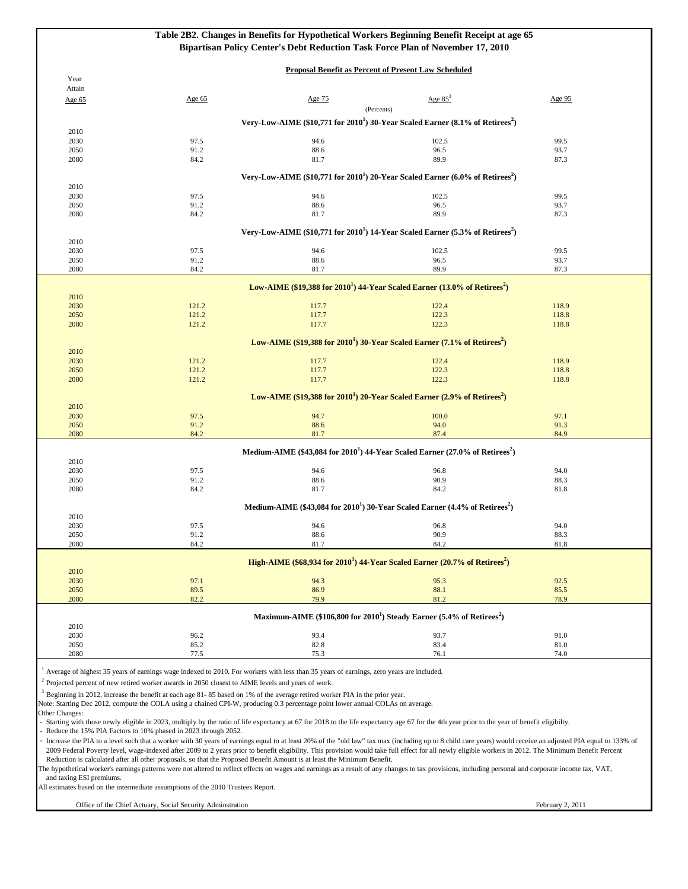## Table 2B2. Changes in Benefits for Hypothetical Workers Beginning Benefit Receipt at age 65
## Bipartisan Policy Center's Debt Reduction Task Force Plan of November 17, 2010

| Year Attain Age 65 | Age 65 | Age 75 | Age 85[3] | Age 95 |
|---|---|---|---|---|
| | **Proposal Benefit as Percent of Present Law Scheduled** (Percents) | | | |
| | **Very-Low-AIME ($10,771 for 2010[1]) 30-Year Scaled Earner (8.1% of Retirees[2])** | | | |
| 2010 | | | | |
| 2030 | 97.5 | 94.6 | 102.5 | 99.5 |
| 2050 | 91.2 | 88.6 | 96.5 | 93.7 |
| 2080 | 84.2 | 81.7 | 89.9 | 87.3 |
| | **Very-Low-AIME ($10,771 for 2010[1]) 20-Year Scaled Earner (6.0% of Retirees[2])** | | | |
| 2010 | | | | |
| 2030 | 97.5 | 94.6 | 102.5 | 99.5 |
| 2050 | 91.2 | 88.6 | 96.5 | 93.7 |
| 2080 | 84.2 | 81.7 | 89.9 | 87.3 |
| | **Very-Low-AIME ($10,771 for 2010[1]) 14-Year Scaled Earner (5.3% of Retirees[2])** | | | |
| 2010 | | | | |
| 2030 | 97.5 | 94.6 | 102.5 | 99.5 |
| 2050 | 91.2 | 88.6 | 96.5 | 93.7 |
| 2080 | 84.2 | 81.7 | 89.9 | 87.3 |
| | **Low-AIME ($19,388 for 2010[1]) 44-Year Scaled Earner (13.0% of Retirees[2])** | | | |
| 2010 | | | | |
| 2030 | 121.2 | 117.7 | 122.4 | 118.9 |
| 2050 | 121.2 | 117.7 | 122.3 | 118.8 |
| 2080 | 121.2 | 117.7 | 122.3 | 118.8 |
| | **Low-AIME ($19,388 for 2010[1]) 30-Year Scaled Earner (7.1% of Retirees[2])** | | | |
| 2010 | | | | |
| 2030 | 121.2 | 117.7 | 122.4 | 118.9 |
| 2050 | 121.2 | 117.7 | 122.3 | 118.8 |
| 2080 | 121.2 | 117.7 | 122.3 | 118.8 |
| | **Low-AIME ($19,388 for 2010[1]) 20-Year Scaled Earner (2.9% of Retirees[2])** | | | |
| 2010 | | | | |
| 2030 | 97.5 | 94.7 | 100.0 | 97.1 |
| 2050 | 91.2 | 88.6 | 94.0 | 91.3 |
| 2080 | 84.2 | 81.7 | 87.4 | 84.9 |
| | **Medium-AIME ($43,084 for 2010[1]) 44-Year Scaled Earner (27.0% of Retirees[2])** | | | |
| 2010 | | | | |
| 2030 | 97.5 | 94.6 | 96.8 | 94.0 |
| 2050 | 91.2 | 88.6 | 90.9 | 88.3 |
| 2080 | 84.2 | 81.7 | 84.2 | 81.8 |
| | **Medium-AIME ($43,084 for 2010[1]) 30-Year Scaled Earner (4.4% of Retirees[2])** | | | |
| 2010 | | | | |
| 2030 | 97.5 | 94.6 | 96.8 | 94.0 |
| 2050 | 91.2 | 88.6 | 90.9 | 88.3 |
| 2080 | 84.2 | 81.7 | 84.2 | 81.8 |
| | **High-AIME ($68,934 for 2010[1]) 44-Year Scaled Earner (20.7% of Retirees[2])** | | | |
| 2010 | | | | |
| 2030 | 97.1 | 94.3 | 95.3 | 92.5 |
| 2050 | 89.5 | 86.9 | 88.1 | 85.5 |
| 2080 | 82.2 | 79.9 | 81.2 | 78.9 |
| | **Maximum-AIME ($106,800 for 2010[1]) Steady Earner (5.4% of Retirees[2])** | | | |
| 2010 | | | | |
| 2030 | 96.2 | 93.4 | 93.7 | 91.0 |
| 2050 | 85.2 | 82.8 | 83.4 | 81.0 |
| 2080 | 77.5 | 75.3 | 76.1 | 74.0 |

[1] Average of highest 35 years of earnings wage indexed to 2010. For workers with less than 35 years of earnings, zero years are included.

[2] Projected percent of new retired worker awards in 2050 closest to AIME levels and years of work.

[3] Beginning in 2012, increase the benefit at each age 81- 85 based on 1% of the average retired worker PIA in the prior year.

Note: Starting Dec 2012, compute the COLA using a chained CPI-W, producing 0.3 percentage point lower annual COLAs on average.

Other Changes:

- Starting with those newly eligible in 2023, multiply by the ratio of life expectancy at 67 for 2018 to the life expectancy age 67 for the 4th year prior to the year of benefit eligibilty.
- Reduce the 15% PIA Factors to 10% phased in 2023 through 2052.
- Increase the PIA to a level such that a worker with 30 years of earnings equal to at least 20% of the "old law" tax max (including up to 8 child care years) would receive an adjusted PIA equal to 133% of 2009 Federal Poverty level, wage-indexed after 2009 to 2 years prior to benefit eligibility. This provision would take full effect for all newly eligible workers in 2012. The Minimum Benefit Percent Reduction is calculated after all other proposals, so that the Proposed Benefit Amount is at least the Minimum Benefit.

The hypothetical worker's earnings patterns were not altered to reflect effects on wages and earnings as a result of any changes to tax provisions, including personal and corporate income tax, VAT, and taxing ESI premiums.

All estimates based on the intermediate assumptions of the 2010 Trustees Report.

Office of the Chief Actuary, Social Security Adminstration — February 2, 2011